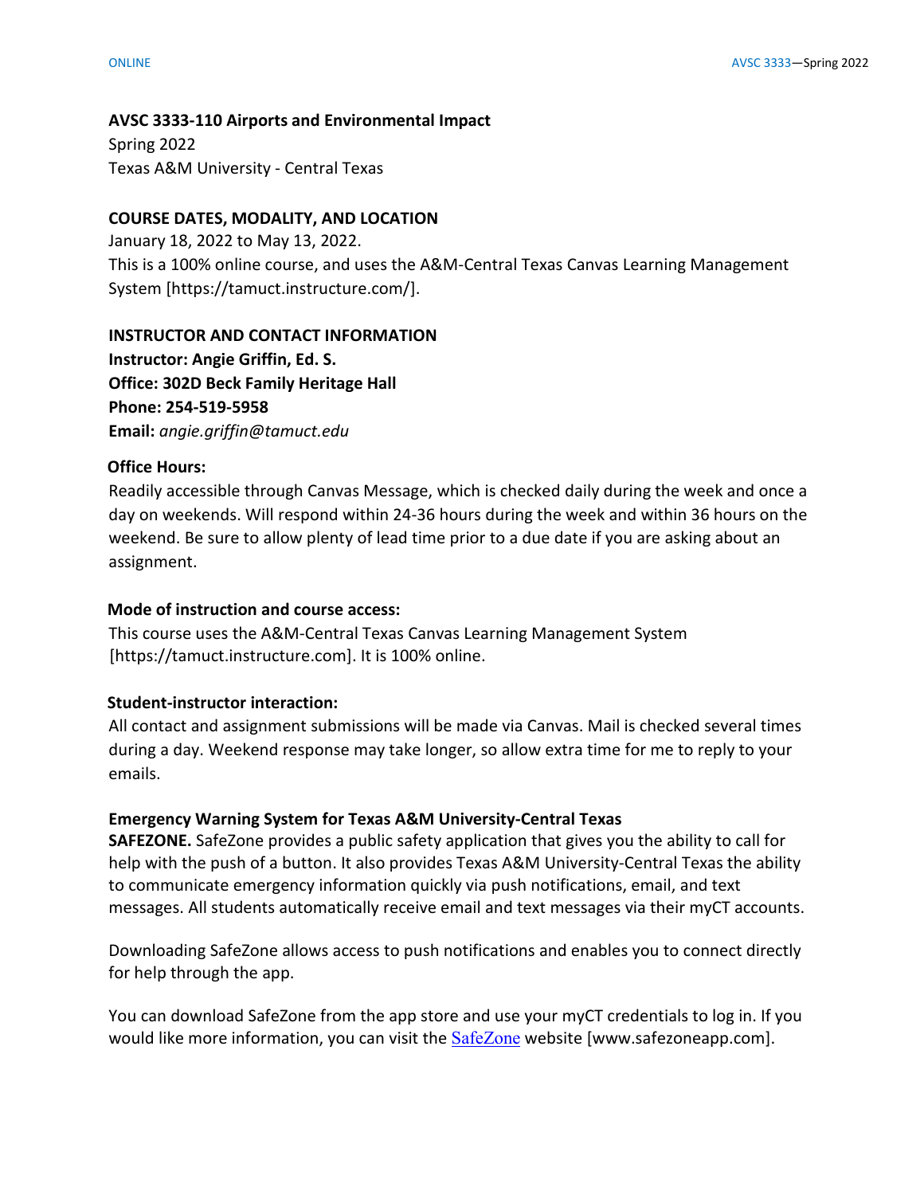**AVSC 3333-110 Airports and Environmental Impact**
Spring 2022
Texas A&M University - Central Texas

**COURSE DATES, MODALITY, AND LOCATION**
January 18, 2022 to May 13, 2022.
This is a 100% online course, and uses the A&M-Central Texas Canvas Learning Management System [https://tamuct.instructure.com/].

**INSTRUCTOR AND CONTACT INFORMATION**
**Instructor: Angie Griffin, Ed. S.**
**Office: 302D Beck Family Heritage Hall**
**Phone: 254-519-5958**
**Email:** *angie.griffin@tamuct.edu*

**Office Hours:**
Readily accessible through Canvas Message, which is checked daily during the week and once a day on weekends. Will respond within 24-36 hours during the week and within 36 hours on the weekend. Be sure to allow plenty of lead time prior to a due date if you are asking about an assignment.

**Mode of instruction and course access:**
This course uses the A&M-Central Texas Canvas Learning Management System [https://tamuct.instructure.com]. It is 100% online.

**Student-instructor interaction:**
All contact and assignment submissions will be made via Canvas. Mail is checked several times during a day. Weekend response may take longer, so allow extra time for me to reply to your emails.

**Emergency Warning System for Texas A&M University-Central Texas**
**SAFEZONE.** SafeZone provides a public safety application that gives you the ability to call for help with the push of a button. It also provides Texas A&M University-Central Texas the ability to communicate emergency information quickly via push notifications, email, and text messages. All students automatically receive email and text messages via their myCT accounts.

Downloading SafeZone allows access to push notifications and enables you to connect directly for help through the app.

You can download SafeZone from the app store and use your myCT credentials to log in. If you would like more information, you can visit the SafeZone website [www.safezoneapp.com].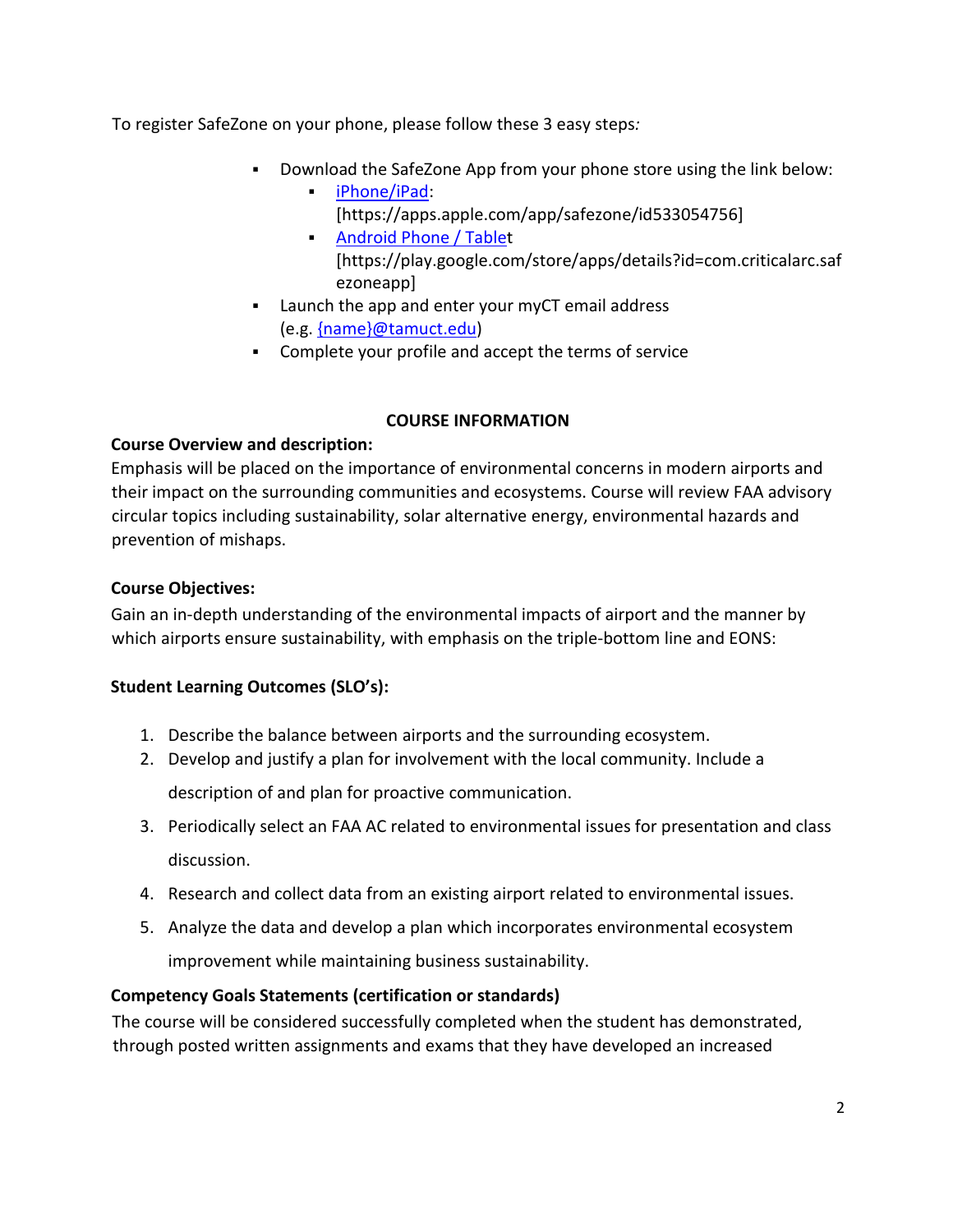To register SafeZone on your phone, please follow these 3 easy steps*:*

- Download the SafeZone App from your phone store using the link below:
  - iPhone/iPad: [https://apps.apple.com/app/safezone/id533054756]
  - Android Phone / Tablet [https://play.google.com/store/apps/details?id=com.criticalarc.safezoneapp]
- Launch the app and enter your myCT email address (e.g. {name}@tamuct.edu)
- Complete your profile and accept the terms of service

## COURSE INFORMATION

**Course Overview and description:**

Emphasis will be placed on the importance of environmental concerns in modern airports and their impact on the surrounding communities and ecosystems. Course will review FAA advisory circular topics including sustainability, solar alternative energy, environmental hazards and prevention of mishaps.

**Course Objectives:**

Gain an in-depth understanding of the environmental impacts of airport and the manner by which airports ensure sustainability, with emphasis on the triple-bottom line and EONS:

**Student Learning Outcomes (SLO's):**

1. Describe the balance between airports and the surrounding ecosystem.
2. Develop and justify a plan for involvement with the local community. Include a description of and plan for proactive communication.
3. Periodically select an FAA AC related to environmental issues for presentation and class discussion.
4. Research and collect data from an existing airport related to environmental issues.
5. Analyze the data and develop a plan which incorporates environmental ecosystem improvement while maintaining business sustainability.

**Competency Goals Statements (certification or standards)**

The course will be considered successfully completed when the student has demonstrated, through posted written assignments and exams that they have developed an increased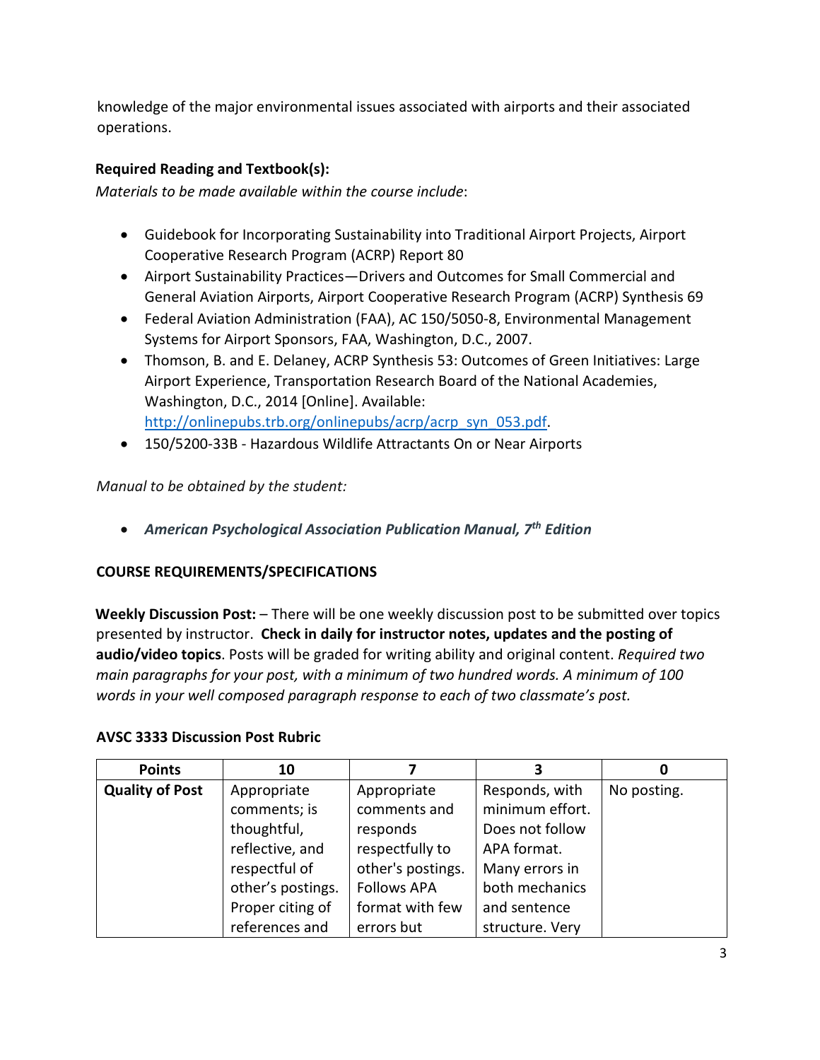knowledge of the major environmental issues associated with airports and their associated operations.

**Required Reading and Textbook(s):**

*Materials to be made available within the course include*:

- Guidebook for Incorporating Sustainability into Traditional Airport Projects, Airport Cooperative Research Program (ACRP) Report 80
- Airport Sustainability Practices—Drivers and Outcomes for Small Commercial and General Aviation Airports, Airport Cooperative Research Program (ACRP) Synthesis 69
- Federal Aviation Administration (FAA), AC 150/5050-8, Environmental Management Systems for Airport Sponsors, FAA, Washington, D.C., 2007.
- Thomson, B. and E. Delaney, ACRP Synthesis 53: Outcomes of Green Initiatives: Large Airport Experience, Transportation Research Board of the National Academies, Washington, D.C., 2014 [Online]. Available: http://onlinepubs.trb.org/onlinepubs/acrp/acrp_syn_053.pdf.
- 150/5200-33B - Hazardous Wildlife Attractants On or Near Airports

*Manual to be obtained by the student:*

- ***American Psychological Association Publication Manual, 7th Edition***

**COURSE REQUIREMENTS/SPECIFICATIONS**

**Weekly Discussion Post:** – There will be one weekly discussion post to be submitted over topics presented by instructor. **Check in daily for instructor notes, updates and the posting of audio/video topics**. Posts will be graded for writing ability and original content. *Required two main paragraphs for your post, with a minimum of two hundred words. A minimum of 100 words in your well composed paragraph response to each of two classmate's post.*

**AVSC 3333 Discussion Post Rubric**

| Points | 10 | 7 | 3 | 0 |
|---|---|---|---|---|
| **Quality of Post** | Appropriate comments; is thoughtful, reflective, and respectful of other's postings. Proper citing of references and | Appropriate comments and responds respectfully to other's postings. Follows APA format with few errors but | Responds, with minimum effort. Does not follow APA format. Many errors in both mechanics and sentence structure. Very | No posting. |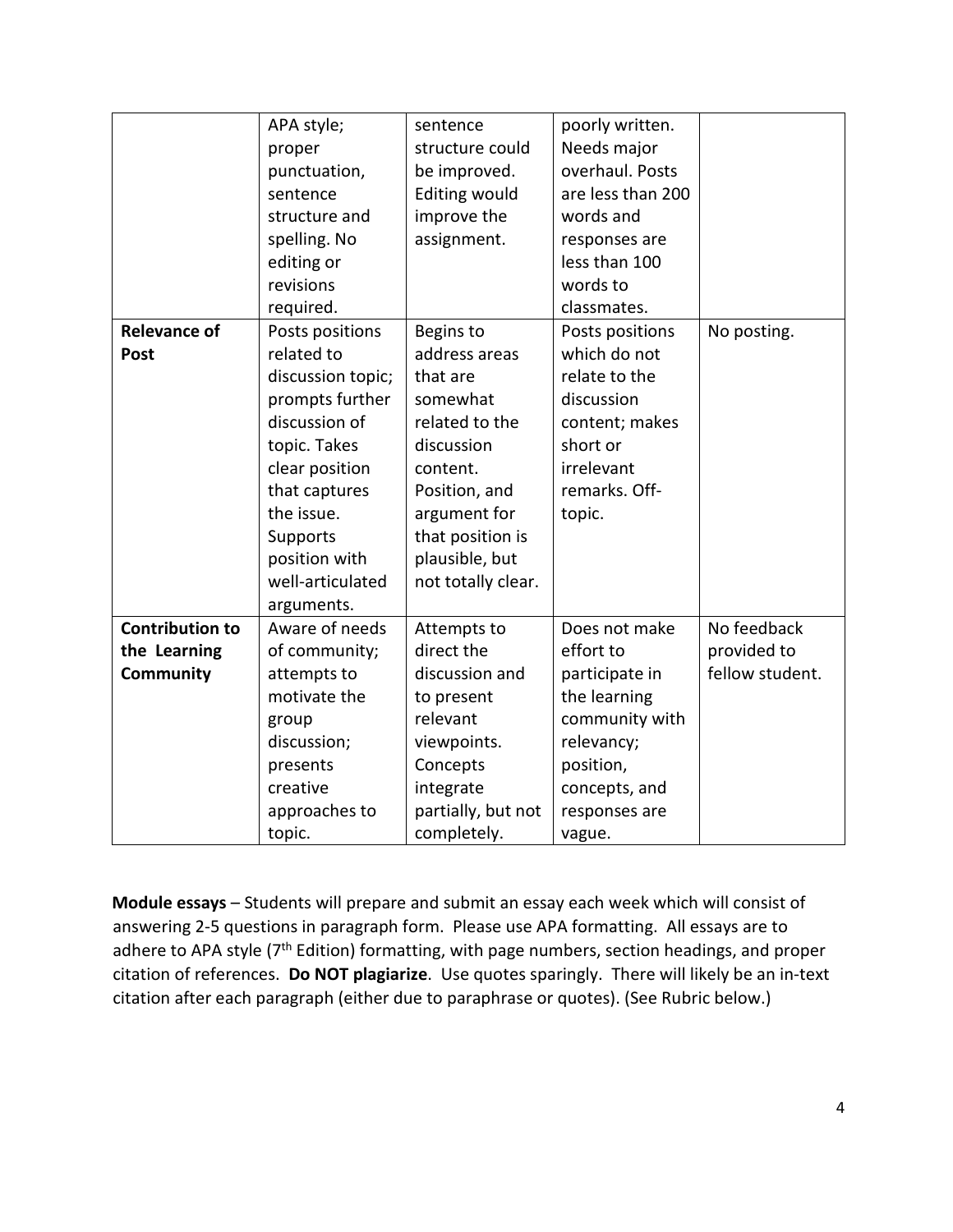| | | | | |
|---|---|---|---|---|
| | APA style; proper punctuation, sentence structure and spelling. No editing or revisions required. | sentence structure could be improved. Editing would improve the assignment. | poorly written. Needs major overhaul. Posts are less than 200 words and responses are less than 100 words to classmates. | |
| **Relevance of Post** | Posts positions related to discussion topic; prompts further discussion of topic. Takes clear position that captures the issue. Supports position with well-articulated arguments. | Begins to address areas that are somewhat related to the discussion content. Position, and argument for that position is plausible, but not totally clear. | Posts positions which do not relate to the discussion content; makes short or irrelevant remarks. Off-topic. | No posting. |
| **Contribution to the Learning Community** | Aware of needs of community; attempts to motivate the group discussion; presents creative approaches to topic. | Attempts to direct the discussion and to present relevant viewpoints. Concepts integrate partially, but not completely. | Does not make effort to participate in the learning community with relevancy; position, concepts, and responses are vague. | No feedback provided to fellow student. |

**Module essays** – Students will prepare and submit an essay each week which will consist of answering 2-5 questions in paragraph form. Please use APA formatting. All essays are to adhere to APA style (7th Edition) formatting, with page numbers, section headings, and proper citation of references. **Do NOT plagiarize**. Use quotes sparingly. There will likely be an in-text citation after each paragraph (either due to paraphrase or quotes). (See Rubric below.)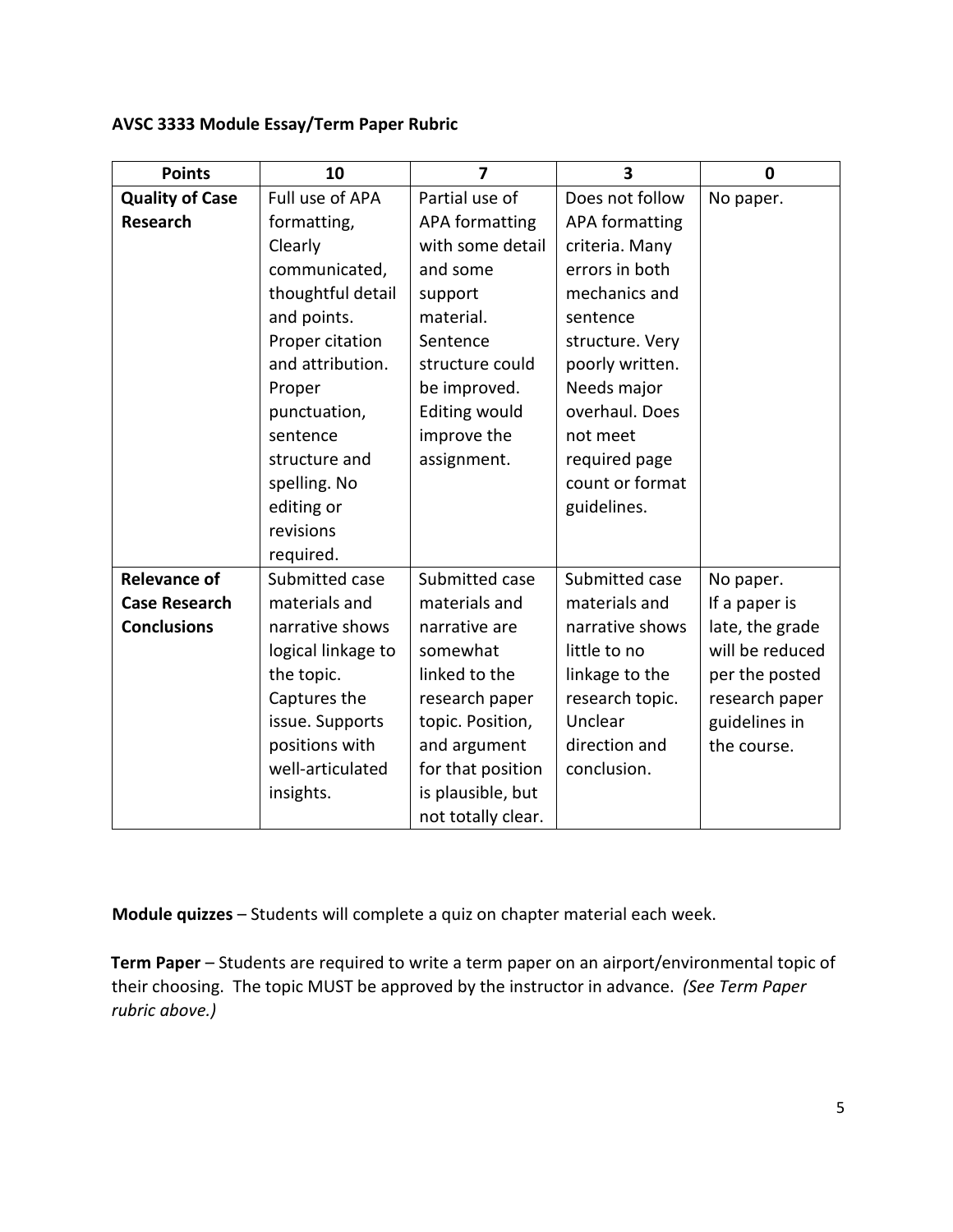**AVSC 3333 Module Essay/Term Paper Rubric**

| Points | 10 | 7 | 3 | 0 |
|---|---|---|---|---|
| **Quality of Case Research** | Full use of APA formatting, Clearly communicated, thoughtful detail and points. Proper citation and attribution. Proper punctuation, sentence structure and spelling. No editing or revisions required. | Partial use of APA formatting with some detail and some support material. Sentence structure could be improved. Editing would improve the assignment. | Does not follow APA formatting criteria. Many errors in both mechanics and sentence structure. Very poorly written. Needs major overhaul. Does not meet required page count or format guidelines. | No paper. |
| **Relevance of Case Research Conclusions** | Submitted case materials and narrative shows logical linkage to the topic. Captures the issue. Supports positions with well-articulated insights. | Submitted case materials and narrative are somewhat linked to the research paper topic. Position, and argument for that position is plausible, but not totally clear. | Submitted case materials and narrative shows little to no linkage to the research topic. Unclear direction and conclusion. | No paper. If a paper is late, the grade will be reduced per the posted research paper guidelines in the course. |

**Module quizzes** – Students will complete a quiz on chapter material each week.

**Term Paper** – Students are required to write a term paper on an airport/environmental topic of their choosing. The topic MUST be approved by the instructor in advance. *(See Term Paper rubric above.)*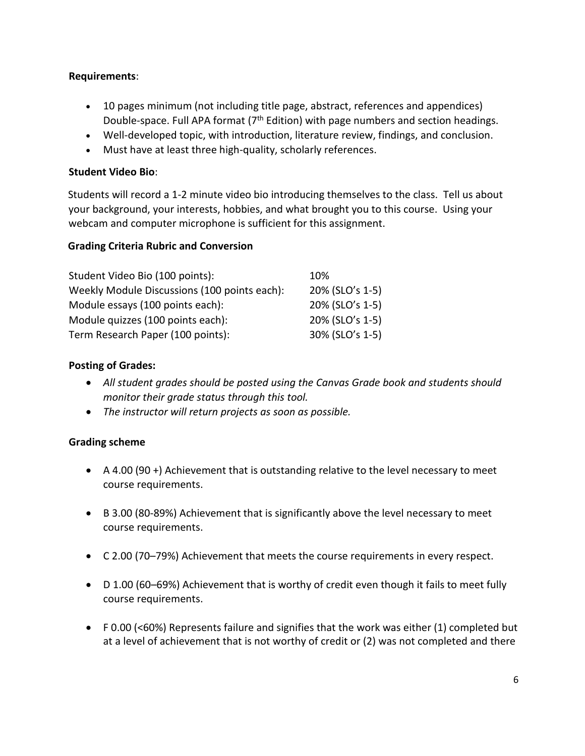**Requirements**:

- 10 pages minimum (not including title page, abstract, references and appendices) Double-space. Full APA format (7th Edition) with page numbers and section headings.
- Well-developed topic, with introduction, literature review, findings, and conclusion.
- Must have at least three high-quality, scholarly references.

**Student Video Bio**:

Students will record a 1-2 minute video bio introducing themselves to the class. Tell us about your background, your interests, hobbies, and what brought you to this course. Using your webcam and computer microphone is sufficient for this assignment.

**Grading Criteria Rubric and Conversion**

| | |
|---|---|
| Student Video Bio (100 points): | 10% |
| Weekly Module Discussions (100 points each): | 20% (SLO's 1-5) |
| Module essays (100 points each): | 20% (SLO's 1-5) |
| Module quizzes (100 points each): | 20% (SLO's 1-5) |
| Term Research Paper (100 points): | 30% (SLO's 1-5) |

**Posting of Grades:**

- *All student grades should be posted using the Canvas Grade book and students should monitor their grade status through this tool.*
- *The instructor will return projects as soon as possible.*

**Grading scheme**

- A 4.00 (90 +) Achievement that is outstanding relative to the level necessary to meet course requirements.
- B 3.00 (80-89%) Achievement that is significantly above the level necessary to meet course requirements.
- C 2.00 (70–79%) Achievement that meets the course requirements in every respect.
- D 1.00 (60–69%) Achievement that is worthy of credit even though it fails to meet fully course requirements.
- F 0.00 (<60%) Represents failure and signifies that the work was either (1) completed but at a level of achievement that is not worthy of credit or (2) was not completed and there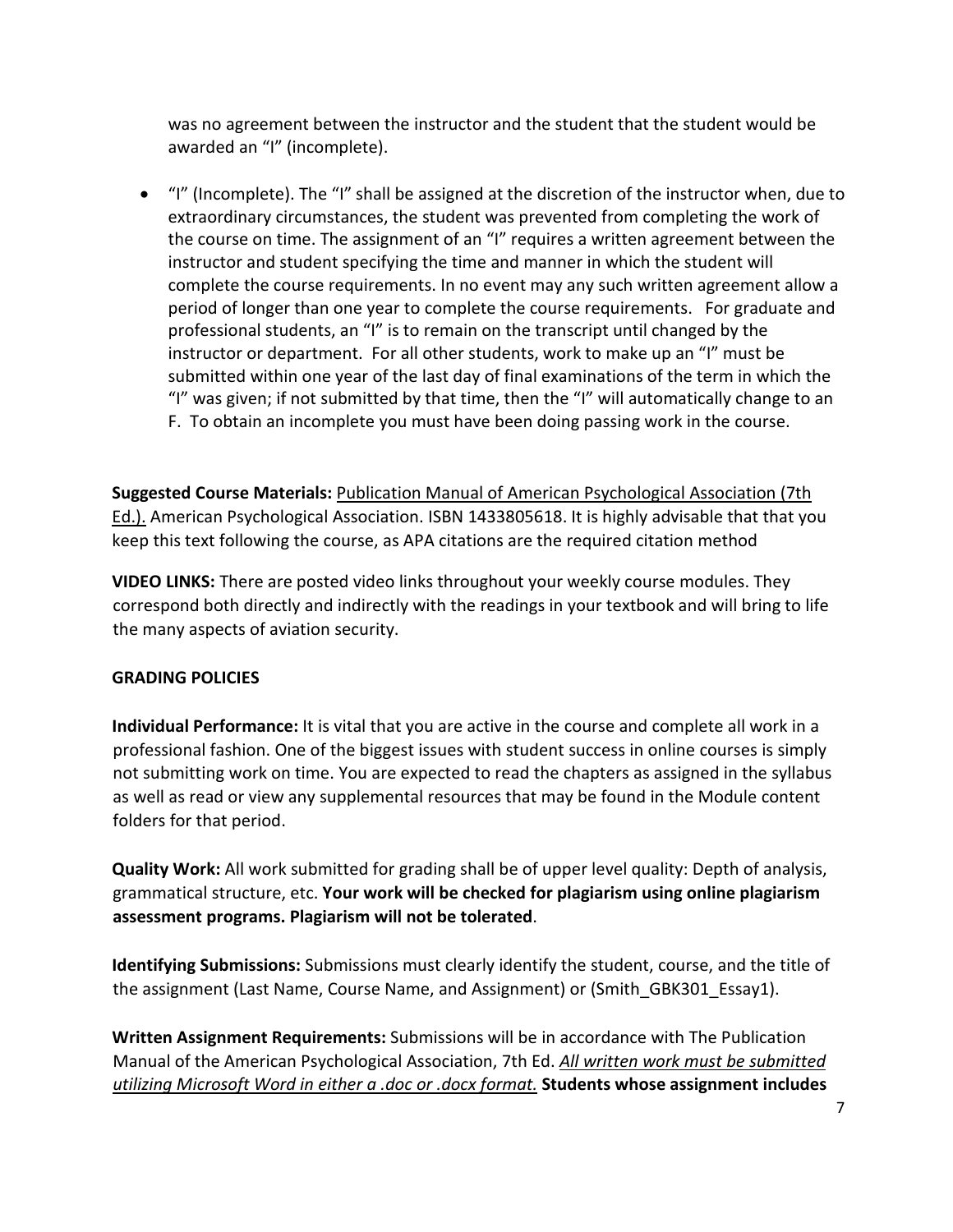was no agreement between the instructor and the student that the student would be awarded an "I" (incomplete).

- "I" (Incomplete). The "I" shall be assigned at the discretion of the instructor when, due to extraordinary circumstances, the student was prevented from completing the work of the course on time. The assignment of an "I" requires a written agreement between the instructor and student specifying the time and manner in which the student will complete the course requirements. In no event may any such written agreement allow a period of longer than one year to complete the course requirements. For graduate and professional students, an "I" is to remain on the transcript until changed by the instructor or department. For all other students, work to make up an "I" must be submitted within one year of the last day of final examinations of the term in which the "I" was given; if not submitted by that time, then the "I" will automatically change to an F. To obtain an incomplete you must have been doing passing work in the course.

**Suggested Course Materials:** Publication Manual of American Psychological Association (7th Ed.). American Psychological Association. ISBN 1433805618. It is highly advisable that that you keep this text following the course, as APA citations are the required citation method

**VIDEO LINKS:** There are posted video links throughout your weekly course modules. They correspond both directly and indirectly with the readings in your textbook and will bring to life the many aspects of aviation security.

**GRADING POLICIES**

**Individual Performance:** It is vital that you are active in the course and complete all work in a professional fashion. One of the biggest issues with student success in online courses is simply not submitting work on time. You are expected to read the chapters as assigned in the syllabus as well as read or view any supplemental resources that may be found in the Module content folders for that period.

**Quality Work:** All work submitted for grading shall be of upper level quality: Depth of analysis, grammatical structure, etc. **Your work will be checked for plagiarism using online plagiarism assessment programs. Plagiarism will not be tolerated**.

**Identifying Submissions:** Submissions must clearly identify the student, course, and the title of the assignment (Last Name, Course Name, and Assignment) or (Smith_GBK301_Essay1).

**Written Assignment Requirements:** Submissions will be in accordance with The Publication Manual of the American Psychological Association, 7th Ed. *All written work must be submitted utilizing Microsoft Word in either a .doc or .docx format.* **Students whose assignment includes**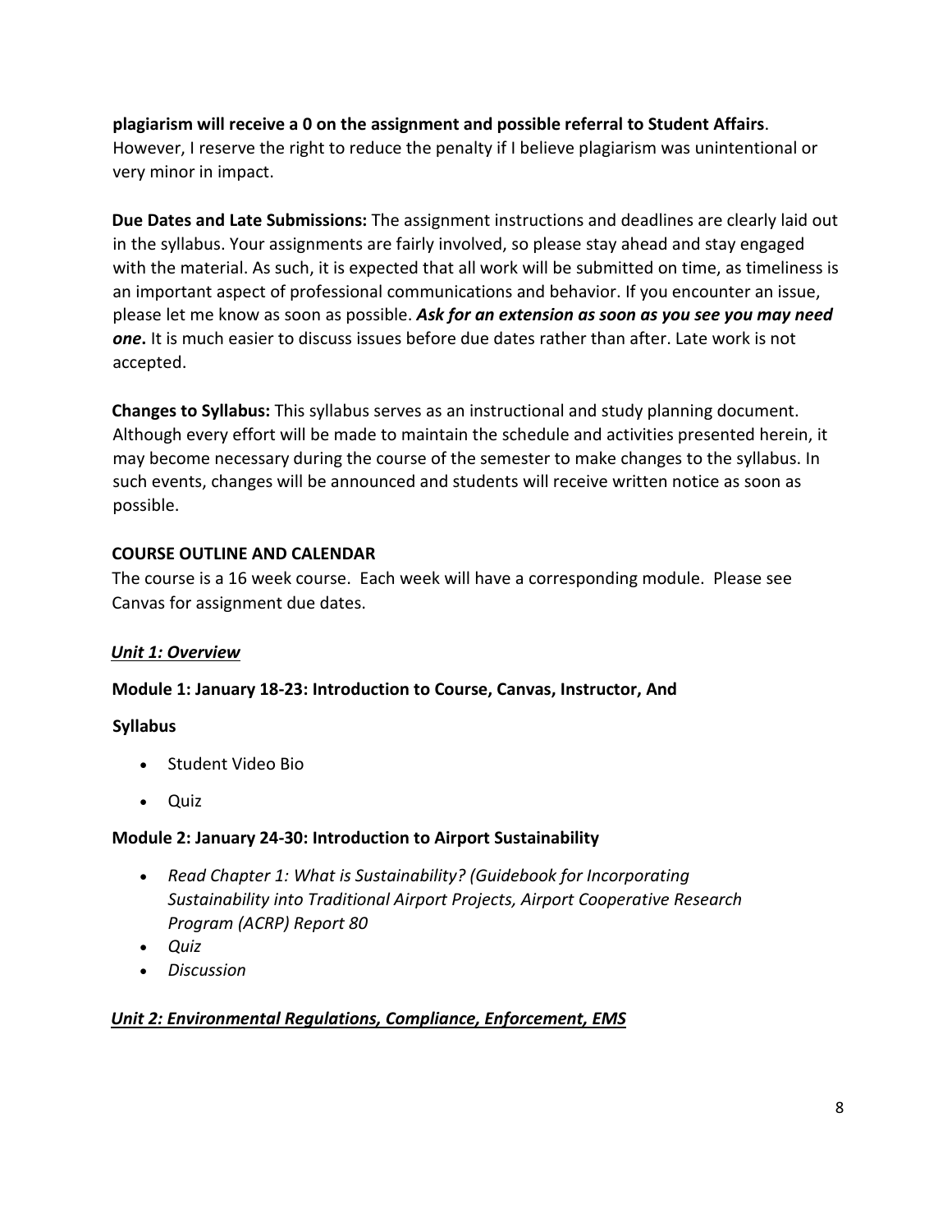**plagiarism will receive a 0 on the assignment and possible referral to Student Affairs**. However, I reserve the right to reduce the penalty if I believe plagiarism was unintentional or very minor in impact.

**Due Dates and Late Submissions:** The assignment instructions and deadlines are clearly laid out in the syllabus. Your assignments are fairly involved, so please stay ahead and stay engaged with the material. As such, it is expected that all work will be submitted on time, as timeliness is an important aspect of professional communications and behavior. If you encounter an issue, please let me know as soon as possible. ***Ask for an extension as soon as you see you may need one*.** It is much easier to discuss issues before due dates rather than after. Late work is not accepted.

**Changes to Syllabus:** This syllabus serves as an instructional and study planning document. Although every effort will be made to maintain the schedule and activities presented herein, it may become necessary during the course of the semester to make changes to the syllabus. In such events, changes will be announced and students will receive written notice as soon as possible.

## COURSE OUTLINE AND CALENDAR

The course is a 16 week course. Each week will have a corresponding module. Please see Canvas for assignment due dates.

### *Unit 1: Overview*

**Module 1: January 18-23: Introduction to Course, Canvas, Instructor, And Syllabus**

- Student Video Bio
- Quiz

**Module 2: January 24-30: Introduction to Airport Sustainability**

- *Read Chapter 1: What is Sustainability? (Guidebook for Incorporating Sustainability into Traditional Airport Projects, Airport Cooperative Research Program (ACRP) Report 80*
- *Quiz*
- *Discussion*

### *Unit 2: Environmental Regulations, Compliance, Enforcement, EMS*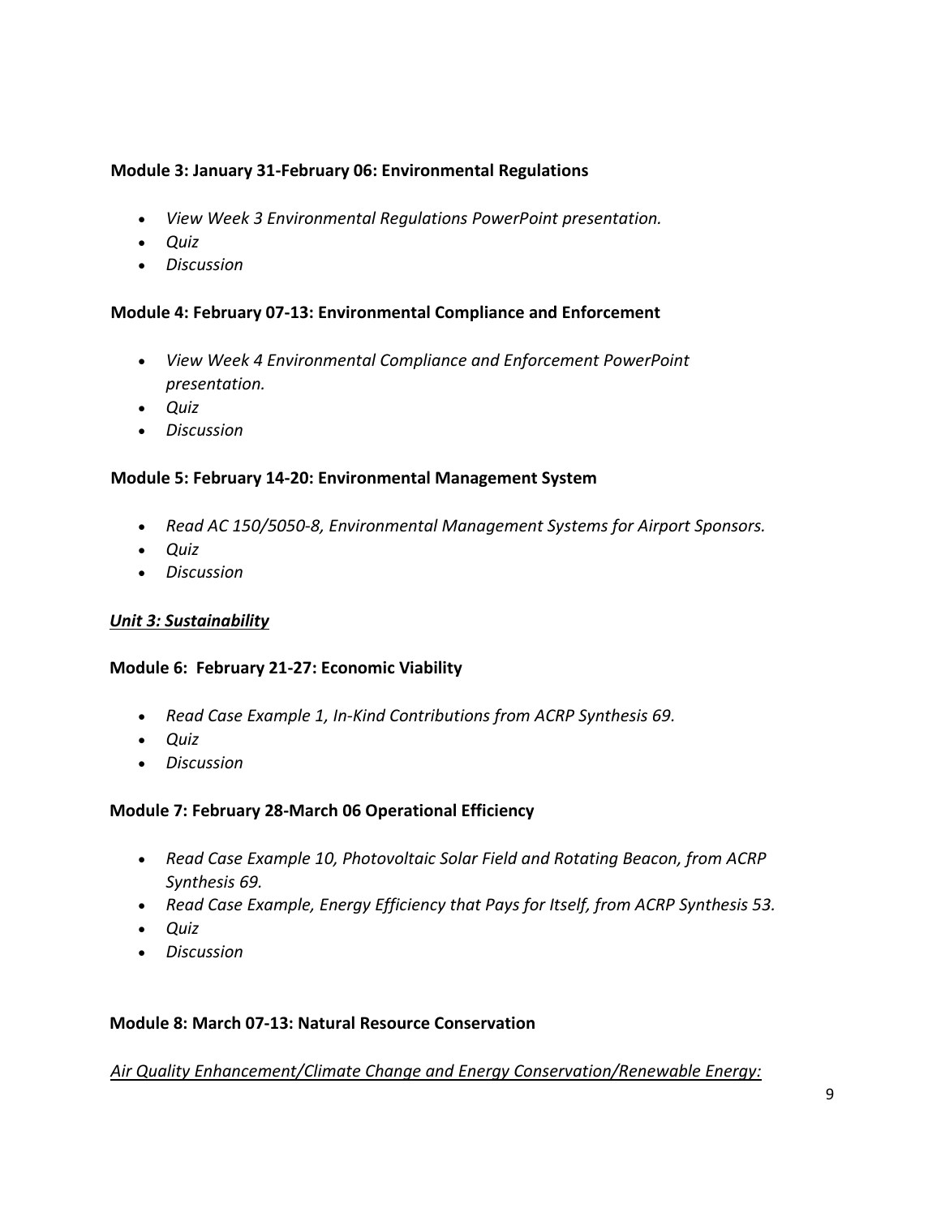**Module 3: January 31-February 06: Environmental Regulations**

- *View Week 3 Environmental Regulations PowerPoint presentation.*
- *Quiz*
- *Discussion*

**Module 4: February 07-13: Environmental Compliance and Enforcement**

- *View Week 4 Environmental Compliance and Enforcement PowerPoint presentation.*
- *Quiz*
- *Discussion*

**Module 5: February 14-20: Environmental Management System**

- *Read AC 150/5050-8, Environmental Management Systems for Airport Sponsors.*
- *Quiz*
- *Discussion*

***<u>Unit 3: Sustainability</u>***

**Module 6: February 21-27: Economic Viability**

- *Read Case Example 1, In-Kind Contributions from ACRP Synthesis 69.*
- *Quiz*
- *Discussion*

**Module 7: February 28-March 06 Operational Efficiency**

- *Read Case Example 10, Photovoltaic Solar Field and Rotating Beacon, from ACRP Synthesis 69.*
- *Read Case Example, Energy Efficiency that Pays for Itself, from ACRP Synthesis 53.*
- *Quiz*
- *Discussion*

**Module 8: March 07-13: Natural Resource Conservation**

*<u>Air Quality Enhancement/Climate Change and Energy Conservation/Renewable Energy:</u>*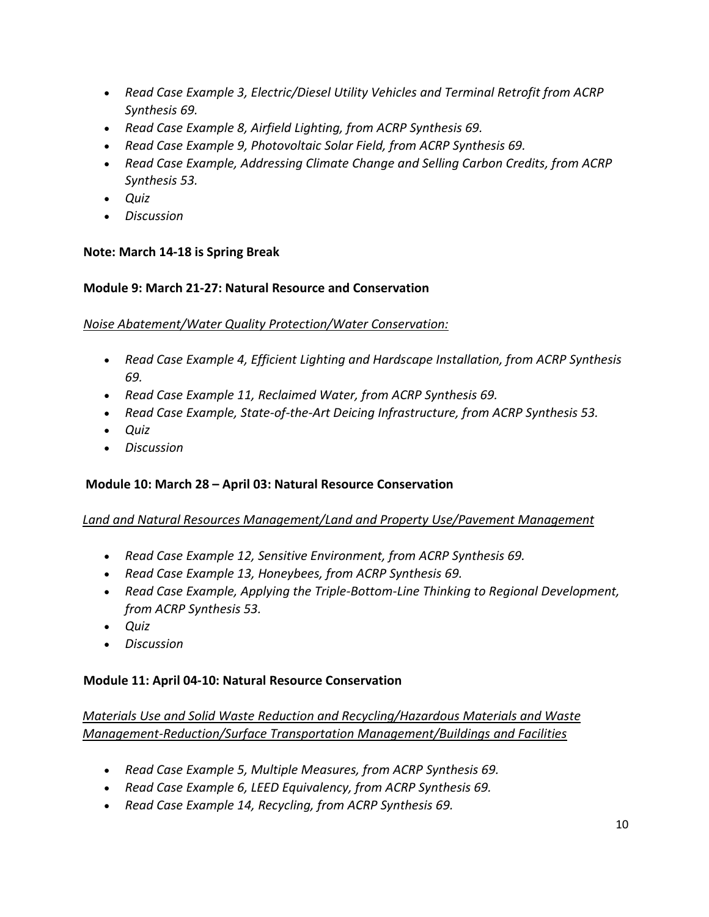- *Read Case Example 3, Electric/Diesel Utility Vehicles and Terminal Retrofit from ACRP Synthesis 69.*
- *Read Case Example 8, Airfield Lighting, from ACRP Synthesis 69.*
- *Read Case Example 9, Photovoltaic Solar Field, from ACRP Synthesis 69.*
- *Read Case Example, Addressing Climate Change and Selling Carbon Credits, from ACRP Synthesis 53.*
- *Quiz*
- *Discussion*

**Note: March 14-18 is Spring Break**

**Module 9: March 21-27: Natural Resource and Conservation**

<u>*Noise Abatement/Water Quality Protection/Water Conservation:*</u>

- *Read Case Example 4, Efficient Lighting and Hardscape Installation, from ACRP Synthesis 69.*
- *Read Case Example 11, Reclaimed Water, from ACRP Synthesis 69.*
- *Read Case Example, State-of-the-Art Deicing Infrastructure, from ACRP Synthesis 53.*
- *Quiz*
- *Discussion*

**Module 10: March 28 – April 03: Natural Resource Conservation**

<u>*Land and Natural Resources Management/Land and Property Use/Pavement Management*</u>

- *Read Case Example 12, Sensitive Environment, from ACRP Synthesis 69.*
- *Read Case Example 13, Honeybees, from ACRP Synthesis 69.*
- *Read Case Example, Applying the Triple-Bottom-Line Thinking to Regional Development, from ACRP Synthesis 53.*
- *Quiz*
- *Discussion*

**Module 11: April 04-10: Natural Resource Conservation**

<u>*Materials Use and Solid Waste Reduction and Recycling/Hazardous Materials and Waste Management-Reduction/Surface Transportation Management/Buildings and Facilities*</u>

- *Read Case Example 5, Multiple Measures, from ACRP Synthesis 69.*
- *Read Case Example 6, LEED Equivalency, from ACRP Synthesis 69.*
- *Read Case Example 14, Recycling, from ACRP Synthesis 69.*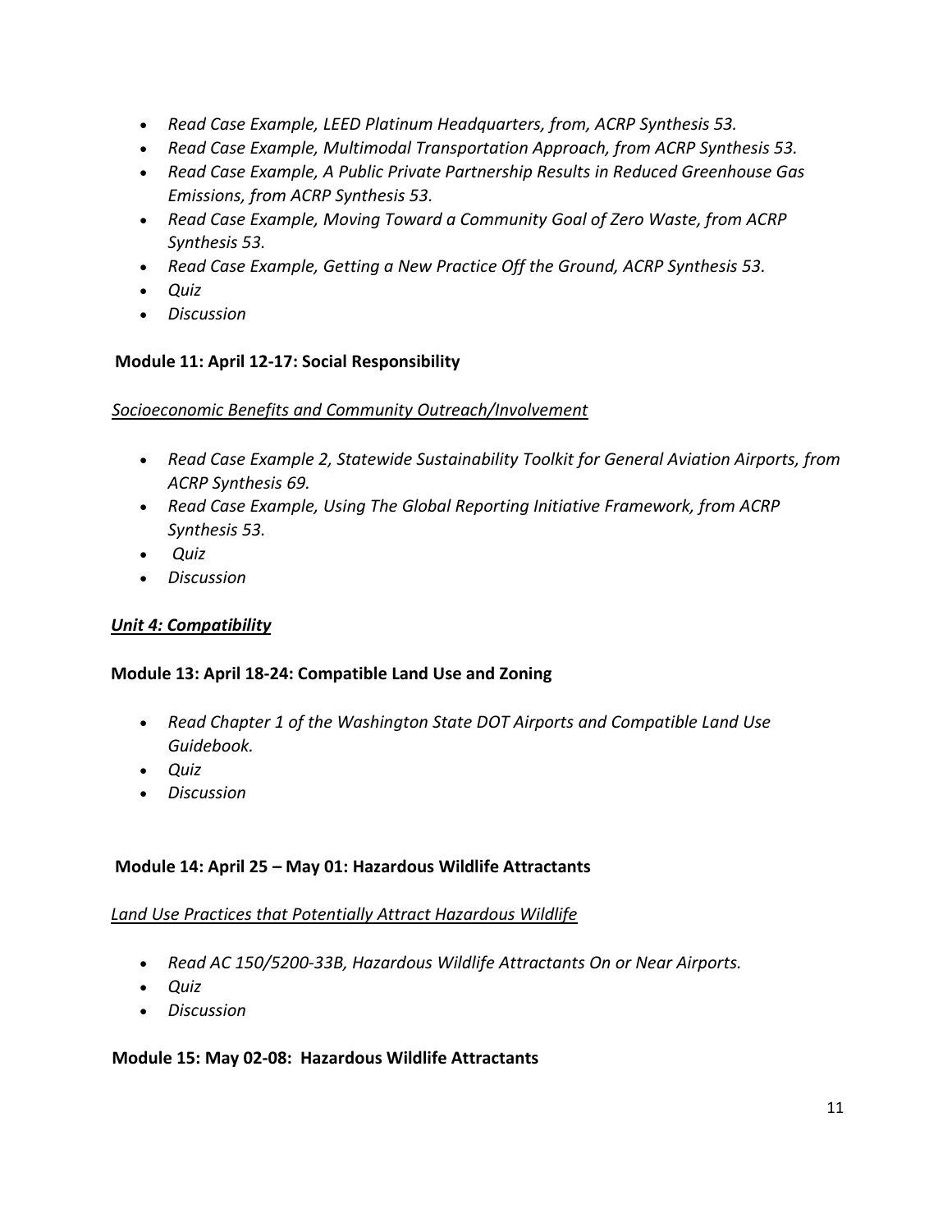- *Read Case Example, LEED Platinum Headquarters, from, ACRP Synthesis 53.*
- *Read Case Example, Multimodal Transportation Approach, from ACRP Synthesis 53.*
- *Read Case Example, A Public Private Partnership Results in Reduced Greenhouse Gas Emissions, from ACRP Synthesis 53.*
- *Read Case Example, Moving Toward a Community Goal of Zero Waste, from ACRP Synthesis 53.*
- *Read Case Example, Getting a New Practice Off the Ground, ACRP Synthesis 53.*
- *Quiz*
- *Discussion*

**Module 11: April 12-17: Social Responsibility**

*Socioeconomic Benefits and Community Outreach/Involvement*

- *Read Case Example 2, Statewide Sustainability Toolkit for General Aviation Airports, from ACRP Synthesis 69.*
- *Read Case Example, Using The Global Reporting Initiative Framework, from ACRP Synthesis 53.*
- *Quiz*
- *Discussion*

***Unit 4: Compatibility***

**Module 13: April 18-24: Compatible Land Use and Zoning**

- *Read Chapter 1 of the Washington State DOT Airports and Compatible Land Use Guidebook.*
- *Quiz*
- *Discussion*

**Module 14: April 25 – May 01: Hazardous Wildlife Attractants**

*Land Use Practices that Potentially Attract Hazardous Wildlife*

- *Read AC 150/5200-33B, Hazardous Wildlife Attractants On or Near Airports.*
- *Quiz*
- *Discussion*

**Module 15: May 02-08: Hazardous Wildlife Attractants**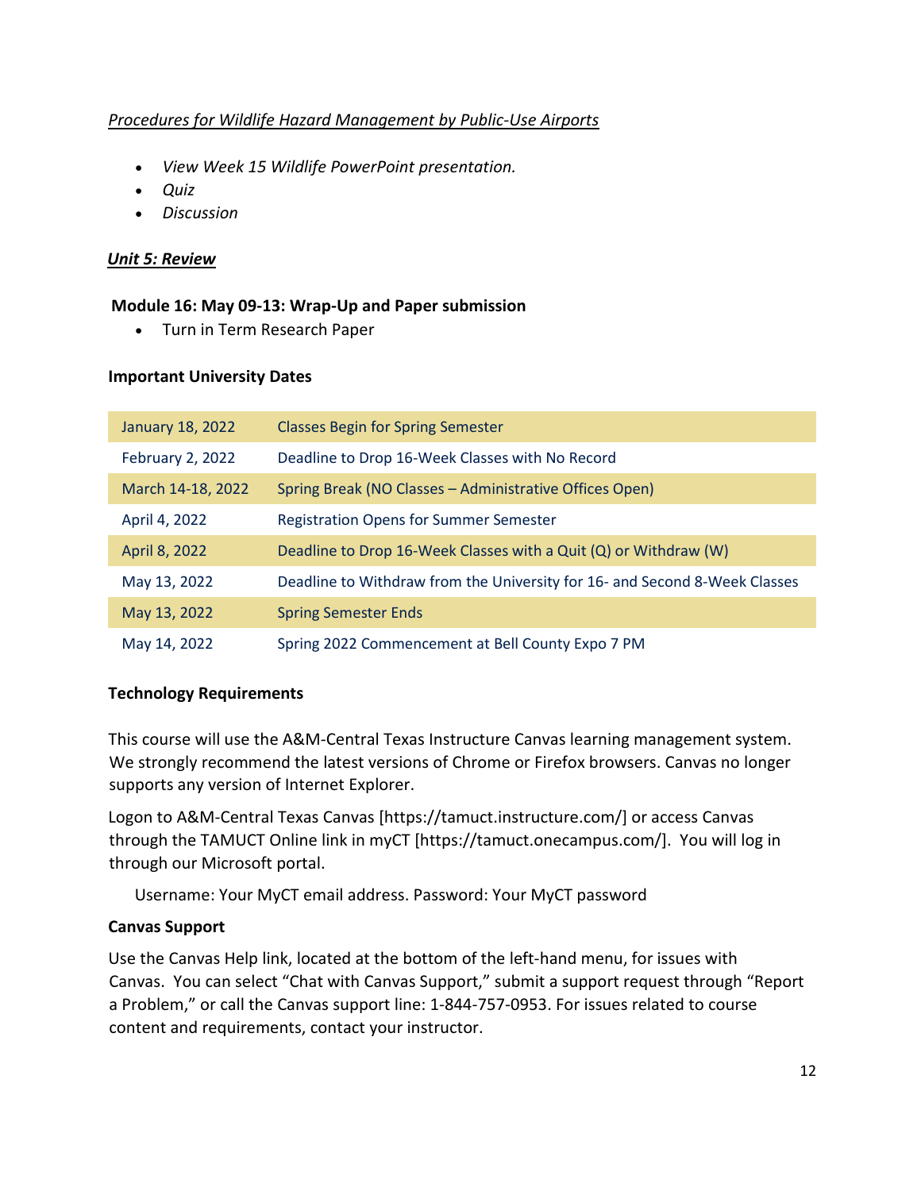*Procedures for Wildlife Hazard Management by Public-Use Airports*

- *View Week 15 Wildlife PowerPoint presentation.*
- *Quiz*
- *Discussion*

***Unit 5: Review***

**Module 16: May 09-13: Wrap-Up and Paper submission**

- Turn in Term Research Paper

**Important University Dates**

| | |
|---|---|
| January 18, 2022 | Classes Begin for Spring Semester |
| February 2, 2022 | Deadline to Drop 16-Week Classes with No Record |
| March 14-18, 2022 | Spring Break (NO Classes – Administrative Offices Open) |
| April 4, 2022 | Registration Opens for Summer Semester |
| April 8, 2022 | Deadline to Drop 16-Week Classes with a Quit (Q) or Withdraw (W) |
| May 13, 2022 | Deadline to Withdraw from the University for 16- and Second 8-Week Classes |
| May 13, 2022 | Spring Semester Ends |
| May 14, 2022 | Spring 2022 Commencement at Bell County Expo 7 PM |

**Technology Requirements**

This course will use the A&M-Central Texas Instructure Canvas learning management system. We strongly recommend the latest versions of Chrome or Firefox browsers. Canvas no longer supports any version of Internet Explorer.

Logon to A&M-Central Texas Canvas [https://tamuct.instructure.com/] or access Canvas through the TAMUCT Online link in myCT [https://tamuct.onecampus.com/]. You will log in through our Microsoft portal.

Username: Your MyCT email address. Password: Your MyCT password

**Canvas Support**

Use the Canvas Help link, located at the bottom of the left-hand menu, for issues with Canvas. You can select "Chat with Canvas Support," submit a support request through "Report a Problem," or call the Canvas support line: 1-844-757-0953. For issues related to course content and requirements, contact your instructor.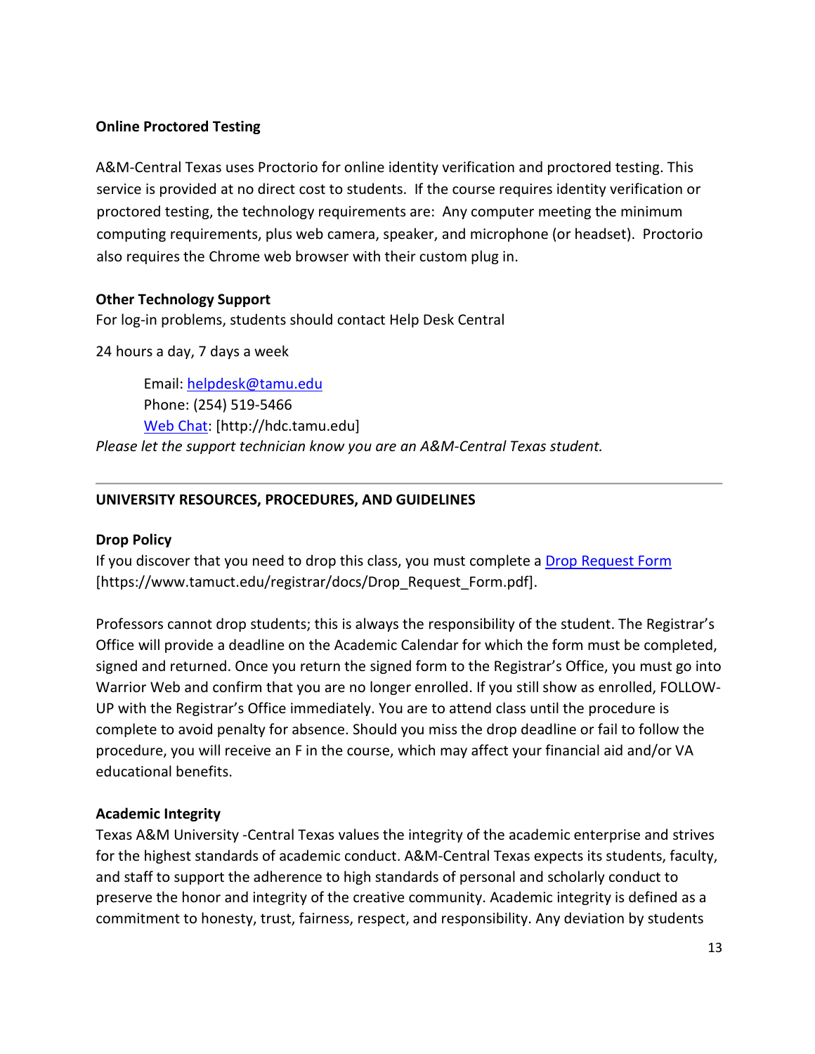**Online Proctored Testing**

A&M-Central Texas uses Proctorio for online identity verification and proctored testing. This service is provided at no direct cost to students. If the course requires identity verification or proctored testing, the technology requirements are: Any computer meeting the minimum computing requirements, plus web camera, speaker, and microphone (or headset). Proctorio also requires the Chrome web browser with their custom plug in.

**Other Technology Support**

For log-in problems, students should contact Help Desk Central

24 hours a day, 7 days a week

> Email: [helpdesk@tamu.edu](mailto:helpdesk@tamu.edu)
> Phone: (254) 519-5466
> [Web Chat](http://hdc.tamu.edu): [http://hdc.tamu.edu]

*Please let the support technician know you are an A&M-Central Texas student.*

---

**UNIVERSITY RESOURCES, PROCEDURES, AND GUIDELINES**

**Drop Policy**

If you discover that you need to drop this class, you must complete a [Drop Request Form](https://www.tamuct.edu/registrar/docs/Drop_Request_Form.pdf) [https://www.tamuct.edu/registrar/docs/Drop_Request_Form.pdf].

Professors cannot drop students; this is always the responsibility of the student. The Registrar's Office will provide a deadline on the Academic Calendar for which the form must be completed, signed and returned. Once you return the signed form to the Registrar's Office, you must go into Warrior Web and confirm that you are no longer enrolled. If you still show as enrolled, FOLLOW-UP with the Registrar's Office immediately. You are to attend class until the procedure is complete to avoid penalty for absence. Should you miss the drop deadline or fail to follow the procedure, you will receive an F in the course, which may affect your financial aid and/or VA educational benefits.

**Academic Integrity**

Texas A&M University -Central Texas values the integrity of the academic enterprise and strives for the highest standards of academic conduct. A&M-Central Texas expects its students, faculty, and staff to support the adherence to high standards of personal and scholarly conduct to preserve the honor and integrity of the creative community. Academic integrity is defined as a commitment to honesty, trust, fairness, respect, and responsibility. Any deviation by students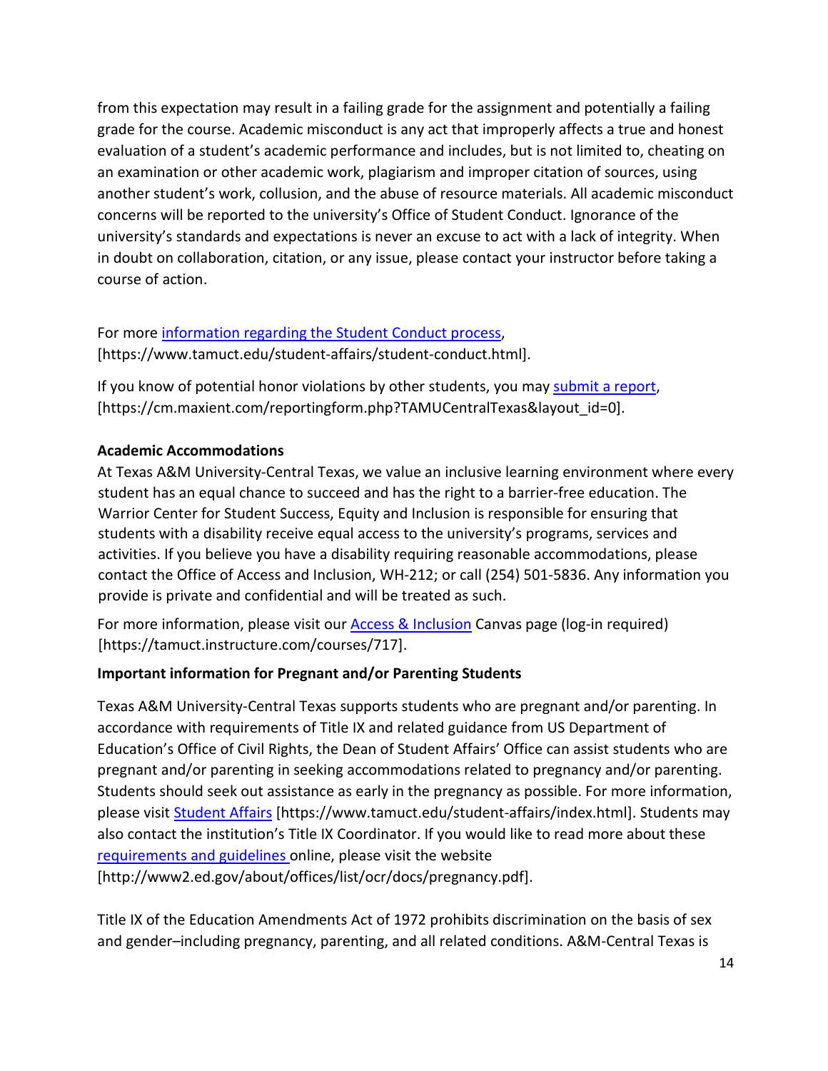from this expectation may result in a failing grade for the assignment and potentially a failing grade for the course. Academic misconduct is any act that improperly affects a true and honest evaluation of a student's academic performance and includes, but is not limited to, cheating on an examination or other academic work, plagiarism and improper citation of sources, using another student's work, collusion, and the abuse of resource materials. All academic misconduct concerns will be reported to the university's Office of Student Conduct. Ignorance of the university's standards and expectations is never an excuse to act with a lack of integrity. When in doubt on collaboration, citation, or any issue, please contact your instructor before taking a course of action.

For more information regarding the Student Conduct process, [https://www.tamuct.edu/student-affairs/student-conduct.html].

If you know of potential honor violations by other students, you may submit a report, [https://cm.maxient.com/reportingform.php?TAMUCentralTexas&layout_id=0].

**Academic Accommodations**

At Texas A&M University-Central Texas, we value an inclusive learning environment where every student has an equal chance to succeed and has the right to a barrier-free education. The Warrior Center for Student Success, Equity and Inclusion is responsible for ensuring that students with a disability receive equal access to the university's programs, services and activities. If you believe you have a disability requiring reasonable accommodations, please contact the Office of Access and Inclusion, WH-212; or call (254) 501-5836. Any information you provide is private and confidential and will be treated as such.

For more information, please visit our Access & Inclusion Canvas page (log-in required) [https://tamuct.instructure.com/courses/717].

**Important information for Pregnant and/or Parenting Students**

Texas A&M University-Central Texas supports students who are pregnant and/or parenting. In accordance with requirements of Title IX and related guidance from US Department of Education's Office of Civil Rights, the Dean of Student Affairs' Office can assist students who are pregnant and/or parenting in seeking accommodations related to pregnancy and/or parenting. Students should seek out assistance as early in the pregnancy as possible. For more information, please visit Student Affairs [https://www.tamuct.edu/student-affairs/index.html]. Students may also contact the institution's Title IX Coordinator. If you would like to read more about these requirements and guidelines online, please visit the website [http://www2.ed.gov/about/offices/list/ocr/docs/pregnancy.pdf].

Title IX of the Education Amendments Act of 1972 prohibits discrimination on the basis of sex and gender–including pregnancy, parenting, and all related conditions. A&M-Central Texas is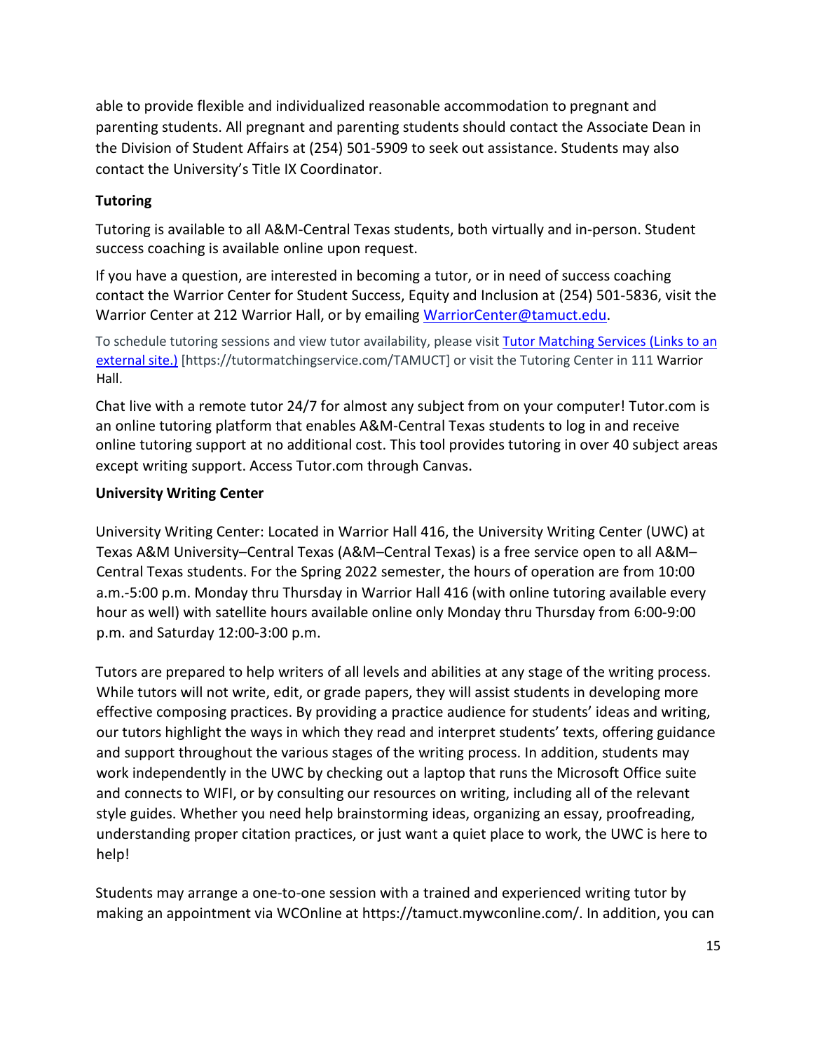able to provide flexible and individualized reasonable accommodation to pregnant and parenting students. All pregnant and parenting students should contact the Associate Dean in the Division of Student Affairs at (254) 501-5909 to seek out assistance. Students may also contact the University's Title IX Coordinator.

**Tutoring**

Tutoring is available to all A&M-Central Texas students, both virtually and in-person. Student success coaching is available online upon request.

If you have a question, are interested in becoming a tutor, or in need of success coaching contact the Warrior Center for Student Success, Equity and Inclusion at (254) 501-5836, visit the Warrior Center at 212 Warrior Hall, or by emailing [WarriorCenter@tamuct.edu](mailto:WarriorCenter@tamuct.edu).

To schedule tutoring sessions and view tutor availability, please visit [Tutor Matching Services (Links to an external site.)](https://tutormatchingservice.com/TAMUCT) [https://tutormatchingservice.com/TAMUCT] or visit the Tutoring Center in 111 Warrior Hall.

Chat live with a remote tutor 24/7 for almost any subject from on your computer! Tutor.com is an online tutoring platform that enables A&M-Central Texas students to log in and receive online tutoring support at no additional cost. This tool provides tutoring in over 40 subject areas except writing support. Access Tutor.com through Canvas.

**University Writing Center**

University Writing Center: Located in Warrior Hall 416, the University Writing Center (UWC) at Texas A&M University–Central Texas (A&M–Central Texas) is a free service open to all A&M–Central Texas students. For the Spring 2022 semester, the hours of operation are from 10:00 a.m.-5:00 p.m. Monday thru Thursday in Warrior Hall 416 (with online tutoring available every hour as well) with satellite hours available online only Monday thru Thursday from 6:00-9:00 p.m. and Saturday 12:00-3:00 p.m.

Tutors are prepared to help writers of all levels and abilities at any stage of the writing process. While tutors will not write, edit, or grade papers, they will assist students in developing more effective composing practices. By providing a practice audience for students' ideas and writing, our tutors highlight the ways in which they read and interpret students' texts, offering guidance and support throughout the various stages of the writing process. In addition, students may work independently in the UWC by checking out a laptop that runs the Microsoft Office suite and connects to WIFI, or by consulting our resources on writing, including all of the relevant style guides. Whether you need help brainstorming ideas, organizing an essay, proofreading, understanding proper citation practices, or just want a quiet place to work, the UWC is here to help!

Students may arrange a one-to-one session with a trained and experienced writing tutor by making an appointment via WCOnline at https://tamuct.mywconline.com/. In addition, you can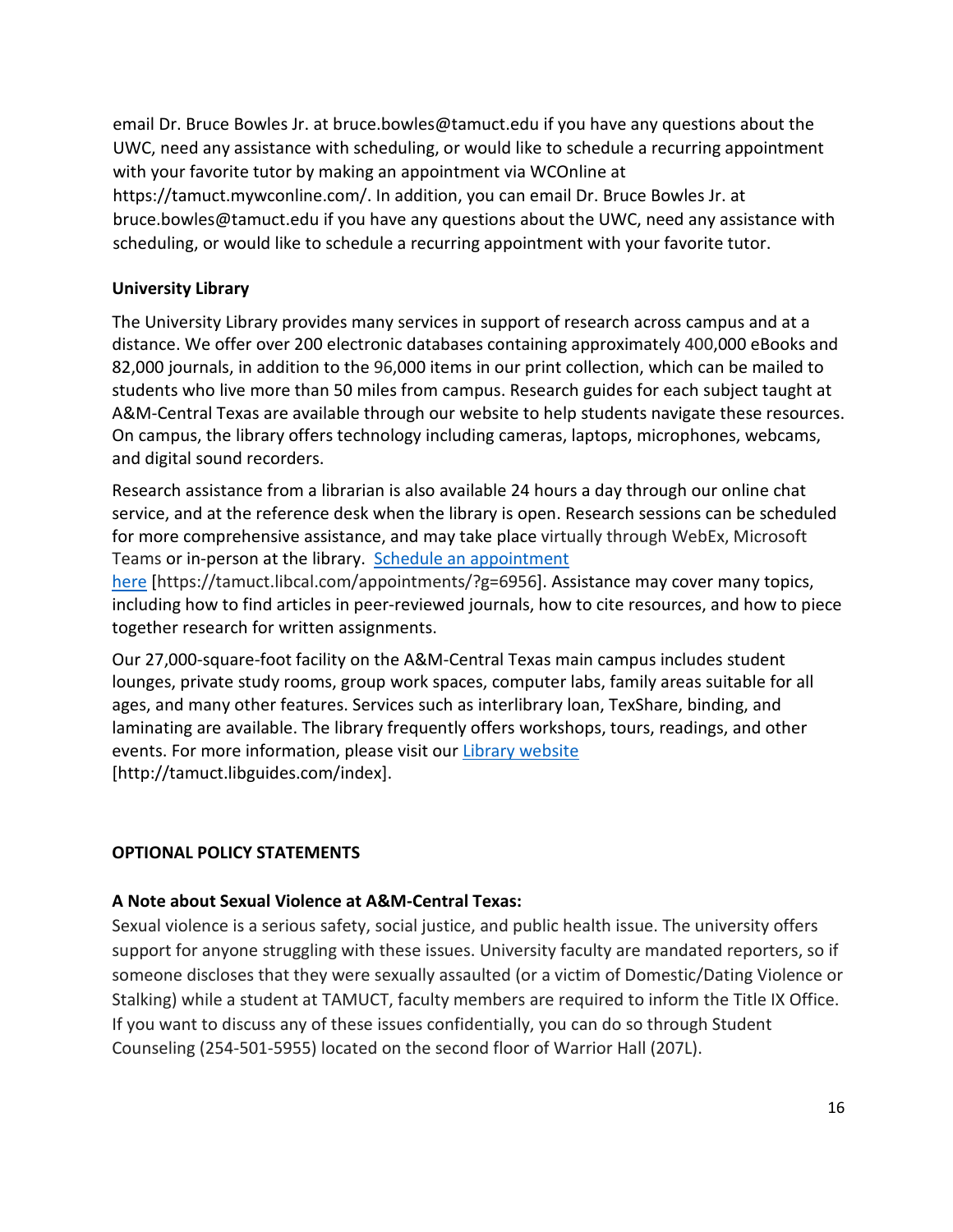email Dr. Bruce Bowles Jr. at bruce.bowles@tamuct.edu if you have any questions about the UWC, need any assistance with scheduling, or would like to schedule a recurring appointment with your favorite tutor by making an appointment via WCOnline at https://tamuct.mywconline.com/. In addition, you can email Dr. Bruce Bowles Jr. at bruce.bowles@tamuct.edu if you have any questions about the UWC, need any assistance with scheduling, or would like to schedule a recurring appointment with your favorite tutor.

**University Library**

The University Library provides many services in support of research across campus and at a distance. We offer over 200 electronic databases containing approximately 400,000 eBooks and 82,000 journals, in addition to the 96,000 items in our print collection, which can be mailed to students who live more than 50 miles from campus. Research guides for each subject taught at A&M-Central Texas are available through our website to help students navigate these resources. On campus, the library offers technology including cameras, laptops, microphones, webcams, and digital sound recorders.

Research assistance from a librarian is also available 24 hours a day through our online chat service, and at the reference desk when the library is open. Research sessions can be scheduled for more comprehensive assistance, and may take place virtually through WebEx, Microsoft Teams or in-person at the library. [Schedule an appointment here](https://tamuct.libcal.com/appointments/?g=6956) [https://tamuct.libcal.com/appointments/?g=6956]. Assistance may cover many topics, including how to find articles in peer-reviewed journals, how to cite resources, and how to piece together research for written assignments.

Our 27,000-square-foot facility on the A&M-Central Texas main campus includes student lounges, private study rooms, group work spaces, computer labs, family areas suitable for all ages, and many other features. Services such as interlibrary loan, TexShare, binding, and laminating are available. The library frequently offers workshops, tours, readings, and other events. For more information, please visit our [Library website](http://tamuct.libguides.com/index) [http://tamuct.libguides.com/index].

**OPTIONAL POLICY STATEMENTS**

**A Note about Sexual Violence at A&M-Central Texas:**

Sexual violence is a serious safety, social justice, and public health issue. The university offers support for anyone struggling with these issues. University faculty are mandated reporters, so if someone discloses that they were sexually assaulted (or a victim of Domestic/Dating Violence or Stalking) while a student at TAMUCT, faculty members are required to inform the Title IX Office. If you want to discuss any of these issues confidentially, you can do so through Student Counseling (254-501-5955) located on the second floor of Warrior Hall (207L).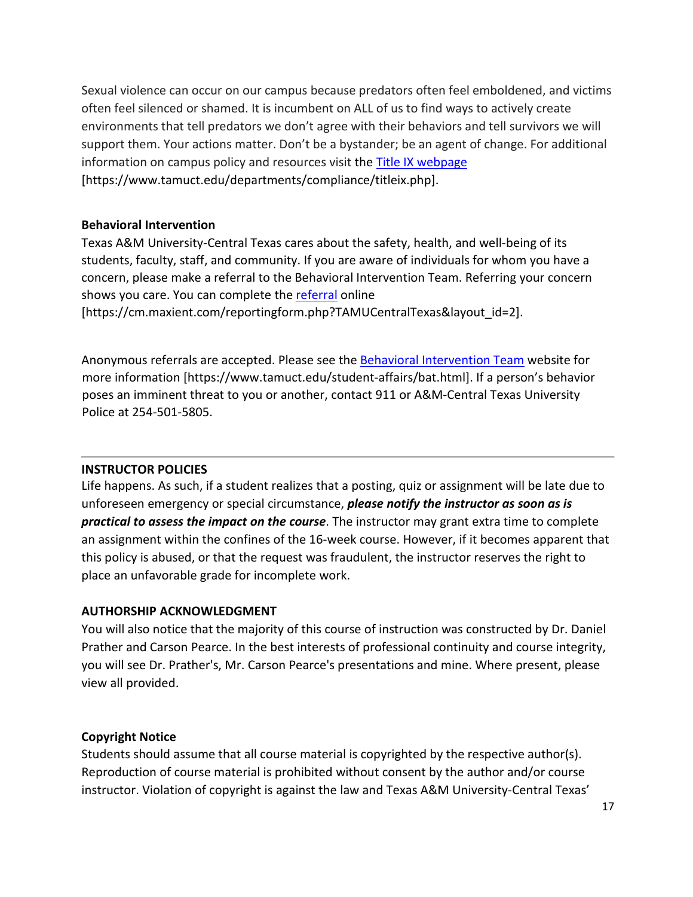Sexual violence can occur on our campus because predators often feel emboldened, and victims often feel silenced or shamed. It is incumbent on ALL of us to find ways to actively create environments that tell predators we don't agree with their behaviors and tell survivors we will support them. Your actions matter. Don't be a bystander; be an agent of change. For additional information on campus policy and resources visit the Title IX webpage [https://www.tamuct.edu/departments/compliance/titleix.php].

**Behavioral Intervention**

Texas A&M University-Central Texas cares about the safety, health, and well-being of its students, faculty, staff, and community. If you are aware of individuals for whom you have a concern, please make a referral to the Behavioral Intervention Team. Referring your concern shows you care. You can complete the referral online [https://cm.maxient.com/reportingform.php?TAMUCentralTexas&layout_id=2].

Anonymous referrals are accepted. Please see the Behavioral Intervention Team website for more information [https://www.tamuct.edu/student-affairs/bat.html]. If a person's behavior poses an imminent threat to you or another, contact 911 or A&M-Central Texas University Police at 254-501-5805.

---

**INSTRUCTOR POLICIES**

Life happens. As such, if a student realizes that a posting, quiz or assignment will be late due to unforeseen emergency or special circumstance, ***please notify the instructor as soon as is practical to assess the impact on the course***. The instructor may grant extra time to complete an assignment within the confines of the 16-week course. However, if it becomes apparent that this policy is abused, or that the request was fraudulent, the instructor reserves the right to place an unfavorable grade for incomplete work.

**AUTHORSHIP ACKNOWLEDGMENT**

You will also notice that the majority of this course of instruction was constructed by Dr. Daniel Prather and Carson Pearce. In the best interests of professional continuity and course integrity, you will see Dr. Prather's, Mr. Carson Pearce's presentations and mine. Where present, please view all provided.

**Copyright Notice**

Students should assume that all course material is copyrighted by the respective author(s). Reproduction of course material is prohibited without consent by the author and/or course instructor. Violation of copyright is against the law and Texas A&M University-Central Texas'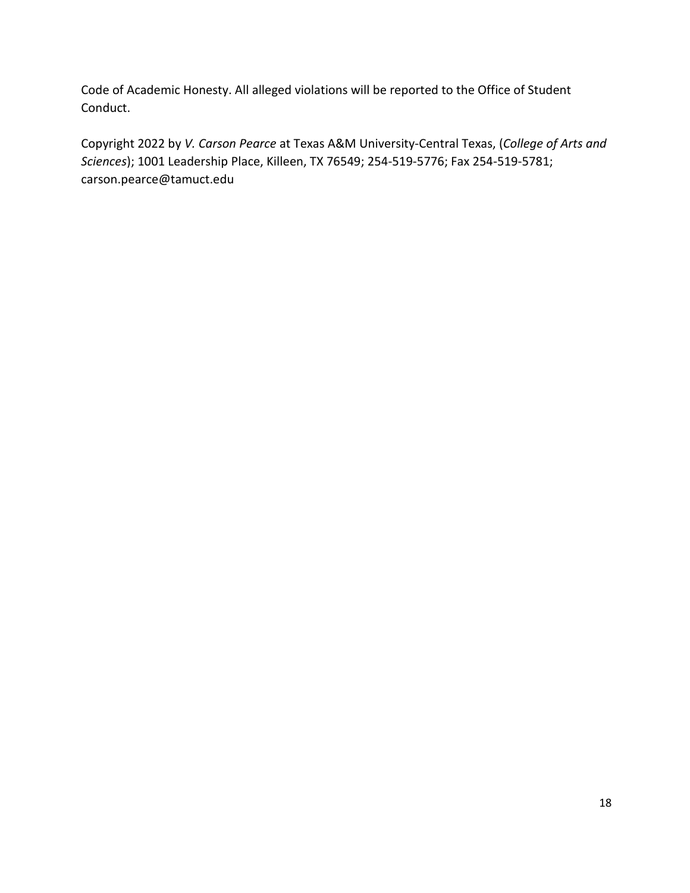Code of Academic Honesty. All alleged violations will be reported to the Office of Student Conduct.

Copyright 2022 by *V. Carson Pearce* at Texas A&M University-Central Texas, (*College of Arts and Sciences*); 1001 Leadership Place, Killeen, TX 76549; 254-519-5776; Fax 254-519-5781; carson.pearce@tamuct.edu